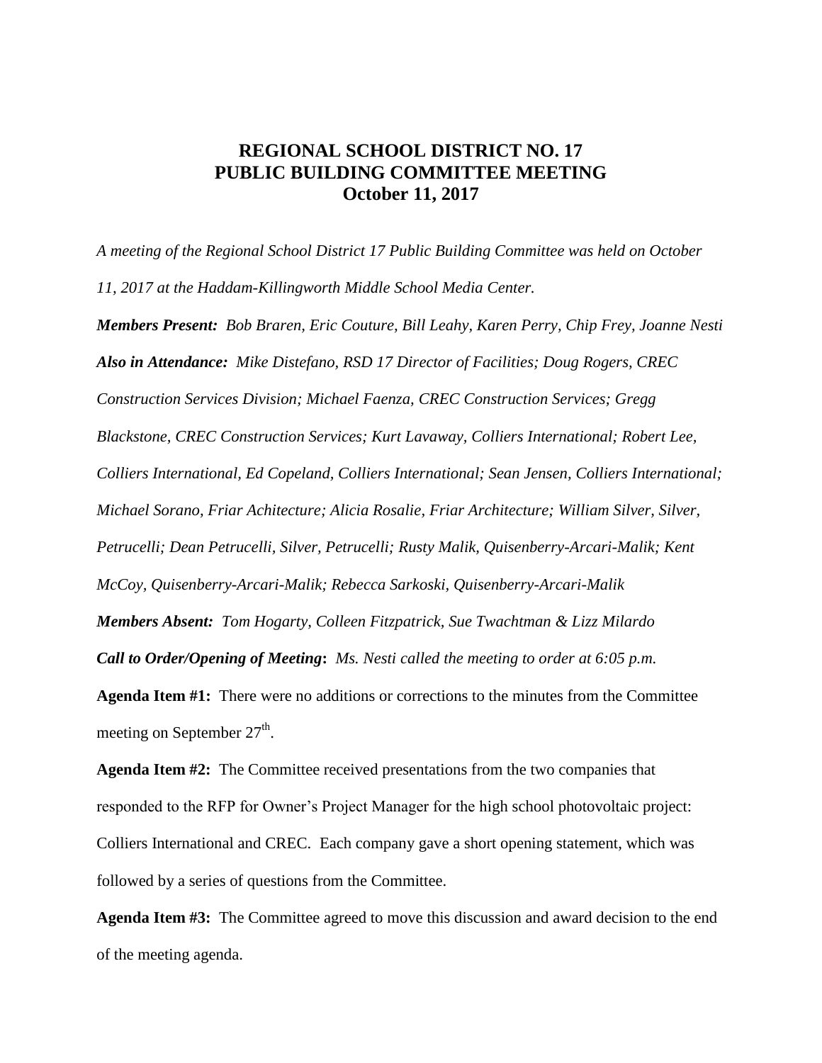# REGIONAL SCHOOL DISTRICT NO. 17
# PUBLIC BUILDING COMMITTEE MEETING
# October 11, 2017

*A meeting of the Regional School District 17 Public Building Committee was held on October 11, 2017 at the Haddam-Killingworth Middle School Media Center.*

***Members Present:*** *Bob Braren, Eric Couture, Bill Leahy, Karen Perry, Chip Frey, Joanne Nesti*

***Also in Attendance:*** *Mike Distefano, RSD 17 Director of Facilities; Doug Rogers, CREC Construction Services Division; Michael Faenza, CREC Construction Services; Gregg Blackstone, CREC Construction Services; Kurt Lavaway, Colliers International; Robert Lee, Colliers International, Ed Copeland, Colliers International; Sean Jensen, Colliers International; Michael Sorano, Friar Achitecture; Alicia Rosalie, Friar Architecture; William Silver, Silver, Petrucelli; Dean Petrucelli, Silver, Petrucelli; Rusty Malik, Quisenberry-Arcari-Malik; Kent McCoy, Quisenberry-Arcari-Malik; Rebecca Sarkoski, Quisenberry-Arcari-Malik*

***Members Absent:*** *Tom Hogarty, Colleen Fitzpatrick, Sue Twachtman & Lizz Milardo*

***Call to Order/Opening of Meeting*:** *Ms. Nesti called the meeting to order at 6:05 p.m.*

**Agenda Item #1:** There were no additions or corrections to the minutes from the Committee meeting on September 27th.

**Agenda Item #2:** The Committee received presentations from the two companies that responded to the RFP for Owner's Project Manager for the high school photovoltaic project: Colliers International and CREC. Each company gave a short opening statement, which was followed by a series of questions from the Committee.

**Agenda Item #3:** The Committee agreed to move this discussion and award decision to the end of the meeting agenda.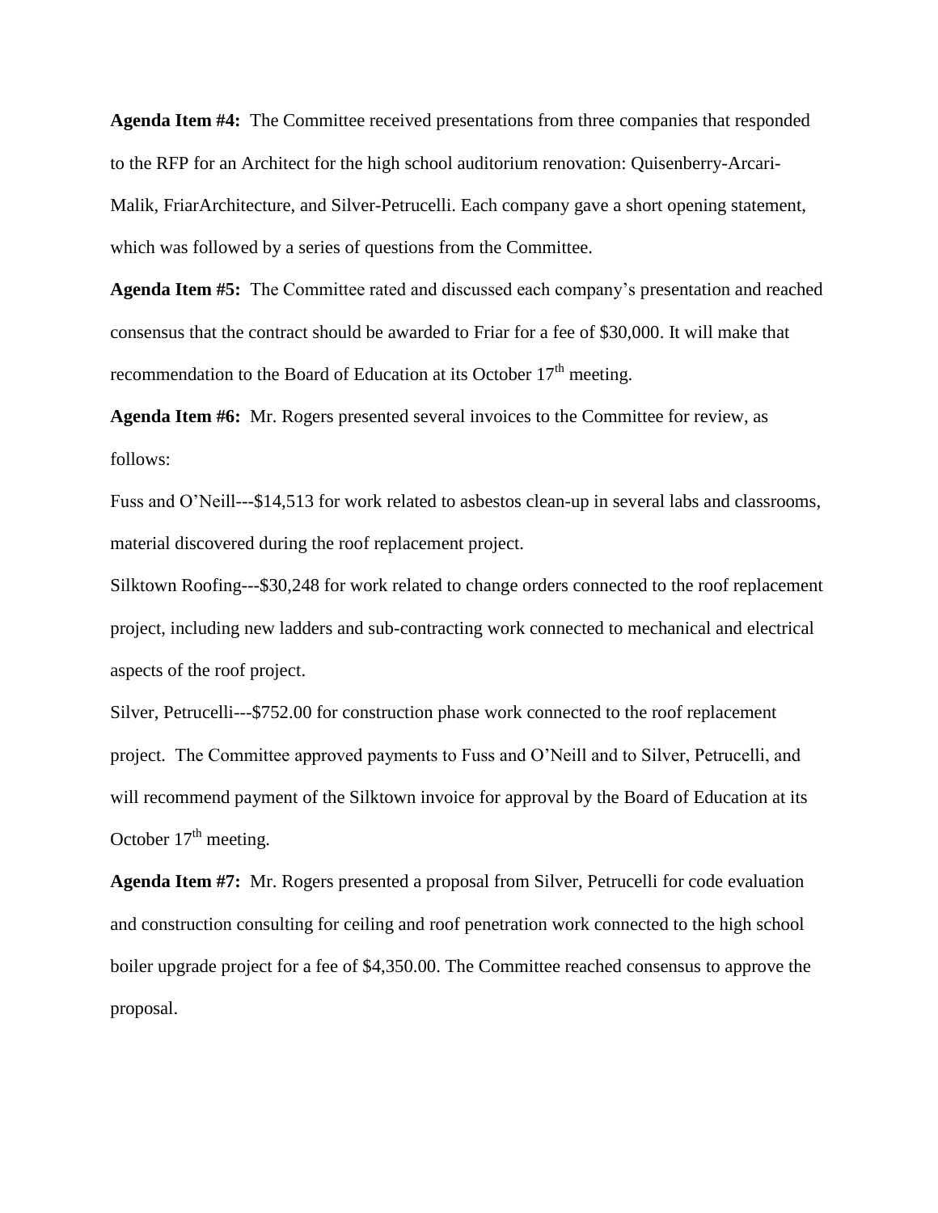**Agenda Item #4:** The Committee received presentations from three companies that responded to the RFP for an Architect for the high school auditorium renovation: Quisenberry-Arcari-Malik, FriarArchitecture, and Silver-Petrucelli. Each company gave a short opening statement, which was followed by a series of questions from the Committee.

**Agenda Item #5:** The Committee rated and discussed each company's presentation and reached consensus that the contract should be awarded to Friar for a fee of $30,000. It will make that recommendation to the Board of Education at its October 17th meeting.

**Agenda Item #6:** Mr. Rogers presented several invoices to the Committee for review, as follows:

Fuss and O'Neill---$14,513 for work related to asbestos clean-up in several labs and classrooms, material discovered during the roof replacement project.

Silktown Roofing---$30,248 for work related to change orders connected to the roof replacement project, including new ladders and sub-contracting work connected to mechanical and electrical aspects of the roof project.

Silver, Petrucelli---$752.00 for construction phase work connected to the roof replacement project. The Committee approved payments to Fuss and O'Neill and to Silver, Petrucelli, and will recommend payment of the Silktown invoice for approval by the Board of Education at its October 17th meeting.

**Agenda Item #7:** Mr. Rogers presented a proposal from Silver, Petrucelli for code evaluation and construction consulting for ceiling and roof penetration work connected to the high school boiler upgrade project for a fee of $4,350.00. The Committee reached consensus to approve the proposal.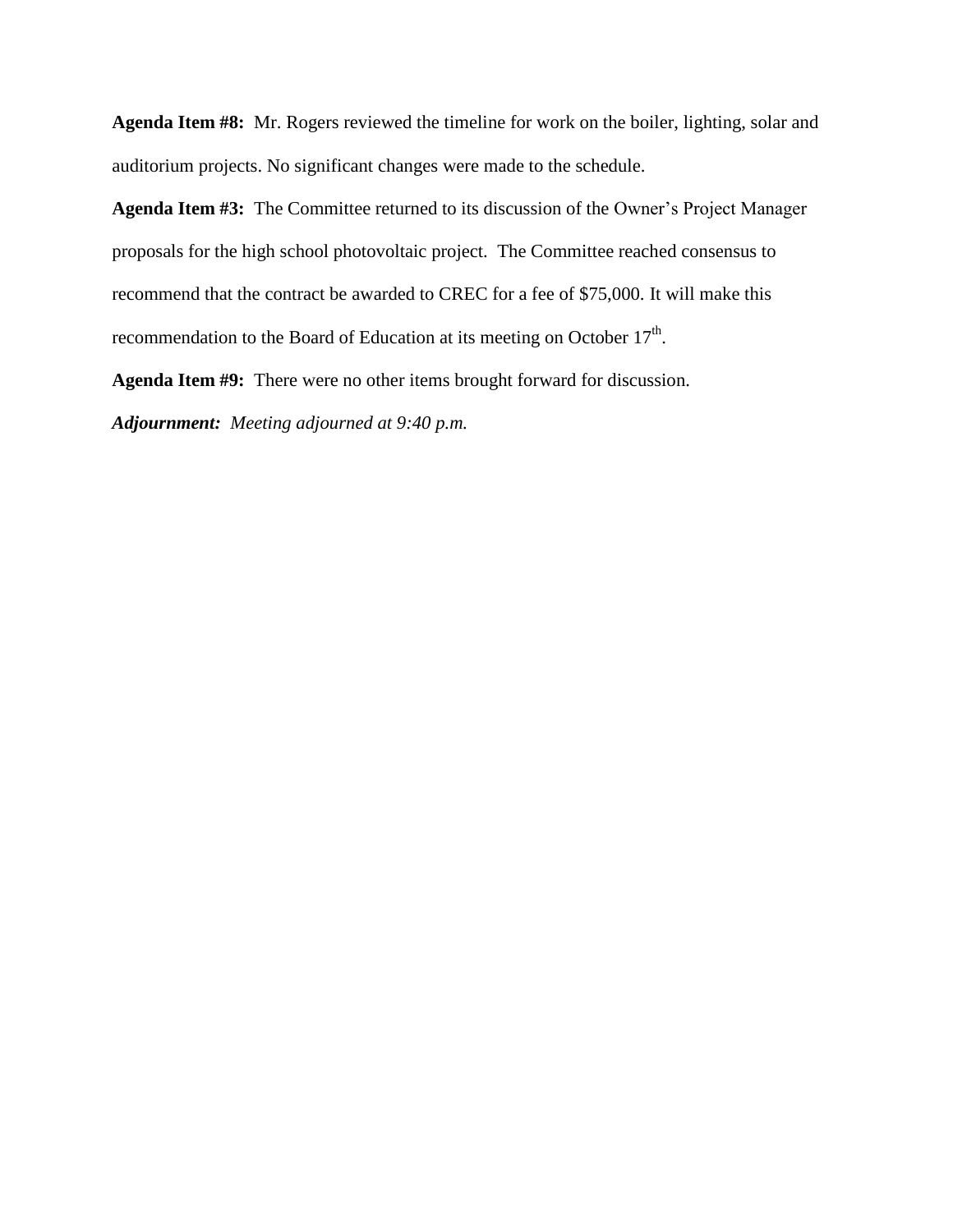**Agenda Item #8:** Mr. Rogers reviewed the timeline for work on the boiler, lighting, solar and auditorium projects. No significant changes were made to the schedule.

**Agenda Item #3:** The Committee returned to its discussion of the Owner's Project Manager proposals for the high school photovoltaic project. The Committee reached consensus to recommend that the contract be awarded to CREC for a fee of $75,000. It will make this recommendation to the Board of Education at its meeting on October 17th.

**Agenda Item #9:** There were no other items brought forward for discussion.

***Adjournment:*** *Meeting adjourned at 9:40 p.m.*